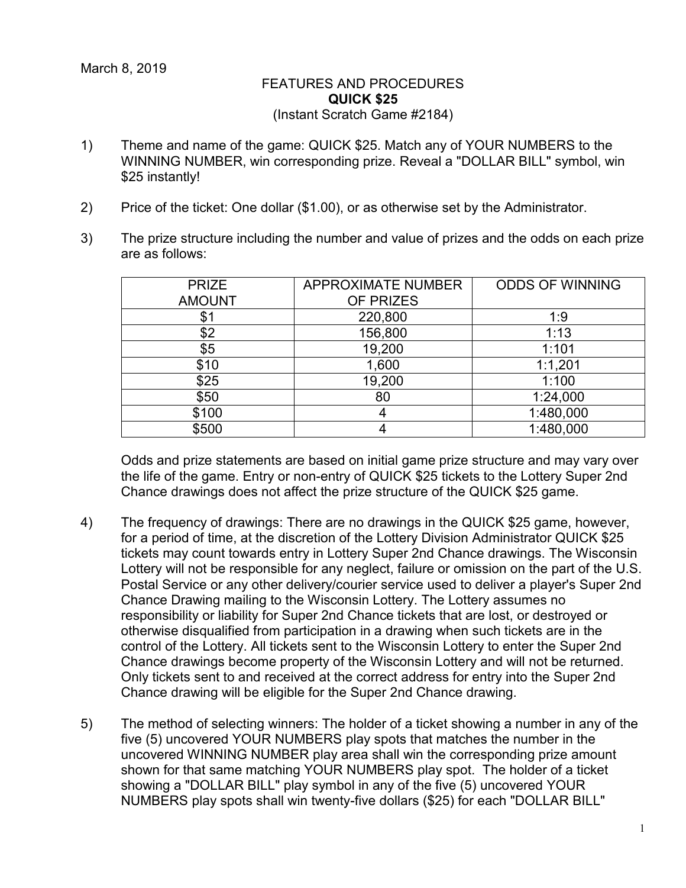March 8, 2019

FEATURES AND PROCEDURES

**QUICK $25**

(Instant Scratch Game #2184)

1) Theme and name of the game: QUICK $25. Match any of YOUR NUMBERS to the WINNING NUMBER, win corresponding prize. Reveal a "DOLLAR BILL" symbol, win $25 instantly!

2) Price of the ticket: One dollar ($1.00), or as otherwise set by the Administrator.

3) The prize structure including the number and value of prizes and the odds on each prize are as follows:

| PRIZE AMOUNT | APPROXIMATE NUMBER OF PRIZES | ODDS OF WINNING |
|---|---|---|
| $1 | 220,800 | 1:9 |
| $2 | 156,800 | 1:13 |
| $5 | 19,200 | 1:101 |
| $10 | 1,600 | 1:1,201 |
| $25 | 19,200 | 1:100 |
| $50 | 80 | 1:24,000 |
| $100 | 4 | 1:480,000 |
| $500 | 4 | 1:480,000 |

Odds and prize statements are based on initial game prize structure and may vary over the life of the game. Entry or non-entry of QUICK $25 tickets to the Lottery Super 2nd Chance drawings does not affect the prize structure of the QUICK $25 game.

4) The frequency of drawings: There are no drawings in the QUICK $25 game, however, for a period of time, at the discretion of the Lottery Division Administrator QUICK $25 tickets may count towards entry in Lottery Super 2nd Chance drawings. The Wisconsin Lottery will not be responsible for any neglect, failure or omission on the part of the U.S. Postal Service or any other delivery/courier service used to deliver a player's Super 2nd Chance Drawing mailing to the Wisconsin Lottery. The Lottery assumes no responsibility or liability for Super 2nd Chance tickets that are lost, or destroyed or otherwise disqualified from participation in a drawing when such tickets are in the control of the Lottery. All tickets sent to the Wisconsin Lottery to enter the Super 2nd Chance drawings become property of the Wisconsin Lottery and will not be returned. Only tickets sent to and received at the correct address for entry into the Super 2nd Chance drawing will be eligible for the Super 2nd Chance drawing.

5) The method of selecting winners: The holder of a ticket showing a number in any of the five (5) uncovered YOUR NUMBERS play spots that matches the number in the uncovered WINNING NUMBER play area shall win the corresponding prize amount shown for that same matching YOUR NUMBERS play spot. The holder of a ticket showing a "DOLLAR BILL" play symbol in any of the five (5) uncovered YOUR NUMBERS play spots shall win twenty-five dollars ($25) for each "DOLLAR BILL"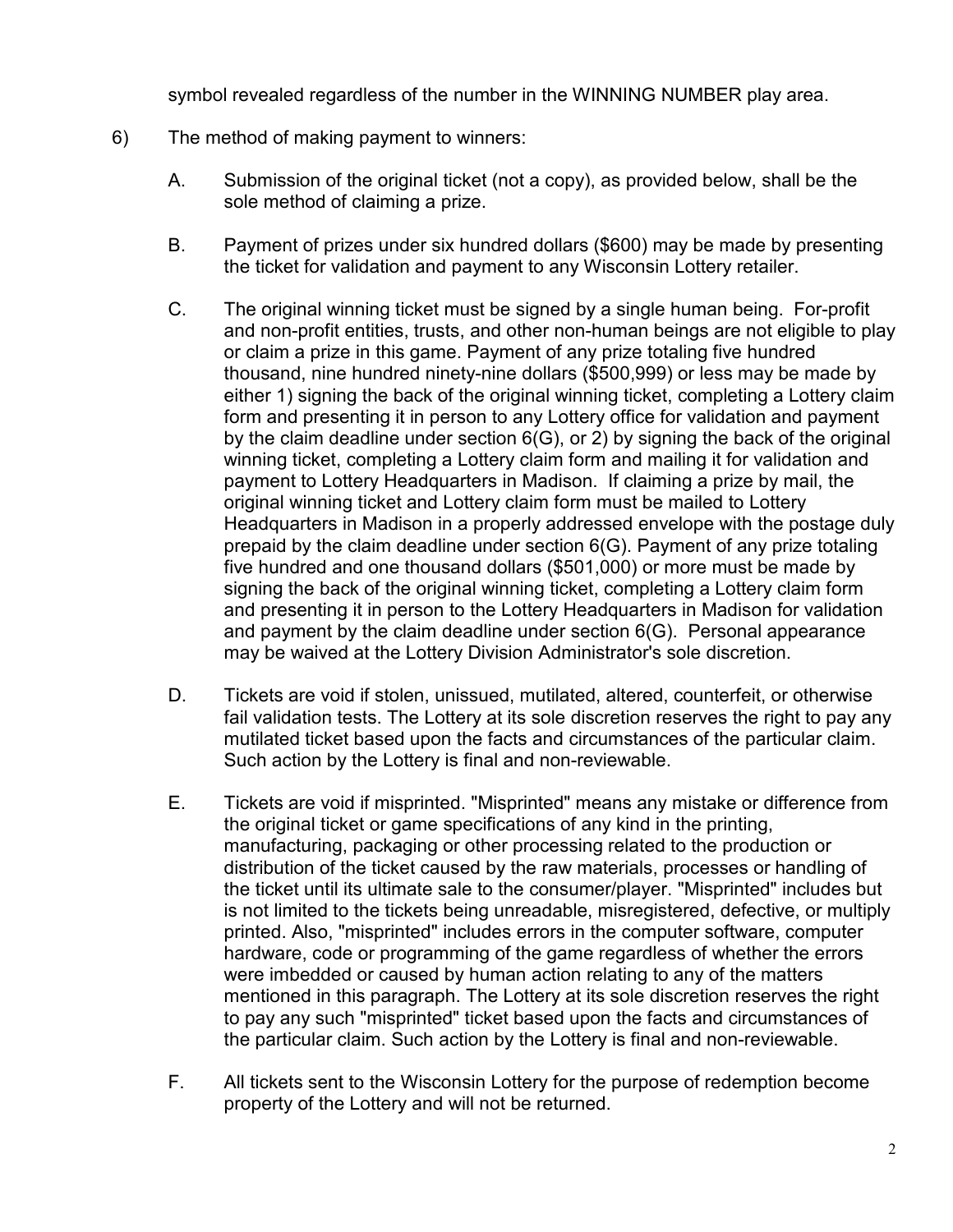symbol revealed regardless of the number in the WINNING NUMBER play area.

6) The method of making payment to winners:

   A. Submission of the original ticket (not a copy), as provided below, shall be the sole method of claiming a prize.

   B. Payment of prizes under six hundred dollars ($600) may be made by presenting the ticket for validation and payment to any Wisconsin Lottery retailer.

   C. The original winning ticket must be signed by a single human being. For-profit and non-profit entities, trusts, and other non-human beings are not eligible to play or claim a prize in this game. Payment of any prize totaling five hundred thousand, nine hundred ninety-nine dollars ($500,999) or less may be made by either 1) signing the back of the original winning ticket, completing a Lottery claim form and presenting it in person to any Lottery office for validation and payment by the claim deadline under section 6(G), or 2) by signing the back of the original winning ticket, completing a Lottery claim form and mailing it for validation and payment to Lottery Headquarters in Madison. If claiming a prize by mail, the original winning ticket and Lottery claim form must be mailed to Lottery Headquarters in Madison in a properly addressed envelope with the postage duly prepaid by the claim deadline under section 6(G). Payment of any prize totaling five hundred and one thousand dollars ($501,000) or more must be made by signing the back of the original winning ticket, completing a Lottery claim form and presenting it in person to the Lottery Headquarters in Madison for validation and payment by the claim deadline under section 6(G). Personal appearance may be waived at the Lottery Division Administrator's sole discretion.

   D. Tickets are void if stolen, unissued, mutilated, altered, counterfeit, or otherwise fail validation tests. The Lottery at its sole discretion reserves the right to pay any mutilated ticket based upon the facts and circumstances of the particular claim. Such action by the Lottery is final and non-reviewable.

   E. Tickets are void if misprinted. "Misprinted" means any mistake or difference from the original ticket or game specifications of any kind in the printing, manufacturing, packaging or other processing related to the production or distribution of the ticket caused by the raw materials, processes or handling of the ticket until its ultimate sale to the consumer/player. "Misprinted" includes but is not limited to the tickets being unreadable, misregistered, defective, or multiply printed. Also, "misprinted" includes errors in the computer software, computer hardware, code or programming of the game regardless of whether the errors were imbedded or caused by human action relating to any of the matters mentioned in this paragraph. The Lottery at its sole discretion reserves the right to pay any such "misprinted" ticket based upon the facts and circumstances of the particular claim. Such action by the Lottery is final and non-reviewable.

   F. All tickets sent to the Wisconsin Lottery for the purpose of redemption become property of the Lottery and will not be returned.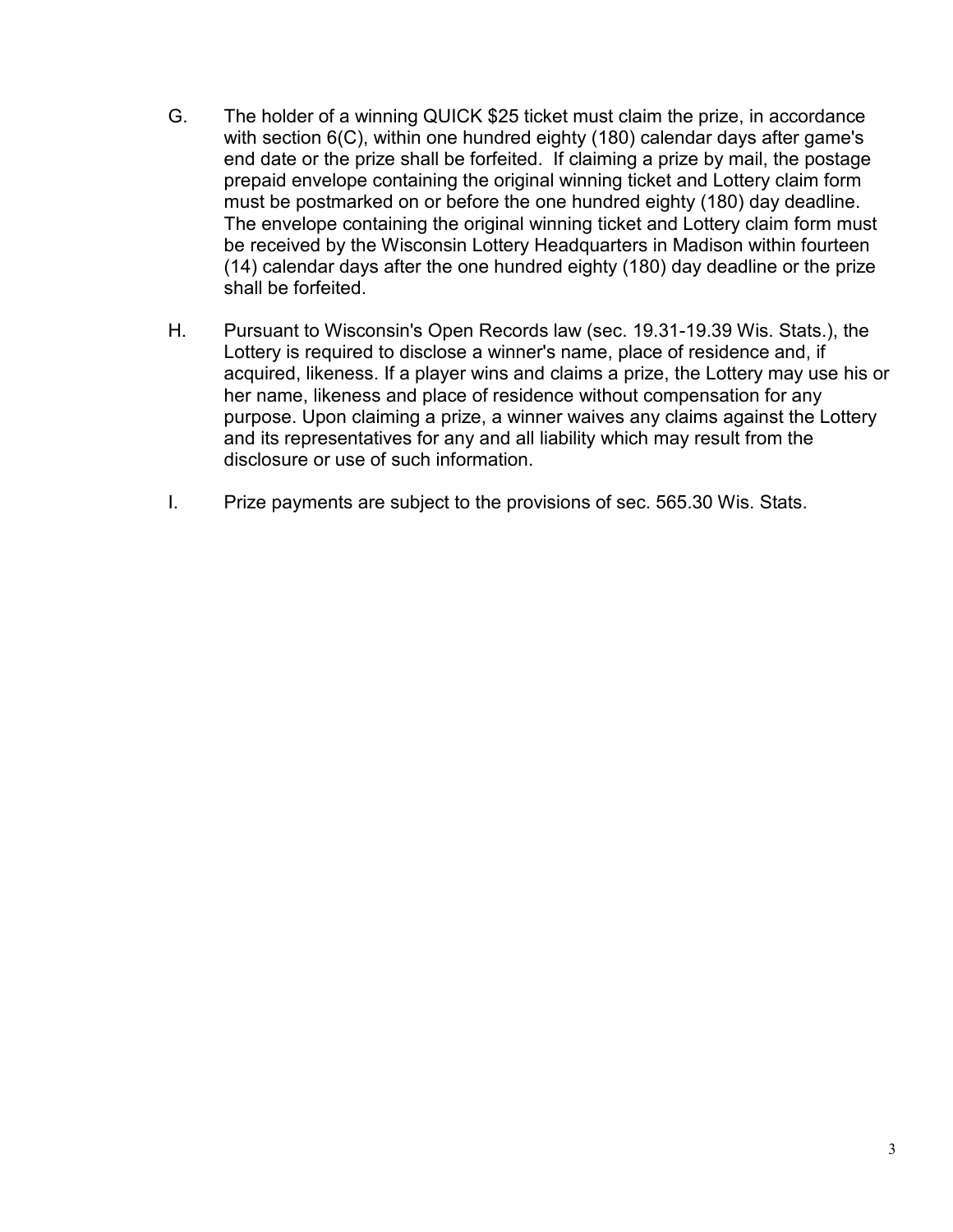G. The holder of a winning QUICK $25 ticket must claim the prize, in accordance with section 6(C), within one hundred eighty (180) calendar days after game's end date or the prize shall be forfeited. If claiming a prize by mail, the postage prepaid envelope containing the original winning ticket and Lottery claim form must be postmarked on or before the one hundred eighty (180) day deadline. The envelope containing the original winning ticket and Lottery claim form must be received by the Wisconsin Lottery Headquarters in Madison within fourteen (14) calendar days after the one hundred eighty (180) day deadline or the prize shall be forfeited.

H. Pursuant to Wisconsin's Open Records law (sec. 19.31-19.39 Wis. Stats.), the Lottery is required to disclose a winner's name, place of residence and, if acquired, likeness. If a player wins and claims a prize, the Lottery may use his or her name, likeness and place of residence without compensation for any purpose. Upon claiming a prize, a winner waives any claims against the Lottery and its representatives for any and all liability which may result from the disclosure or use of such information.

I. Prize payments are subject to the provisions of sec. 565.30 Wis. Stats.